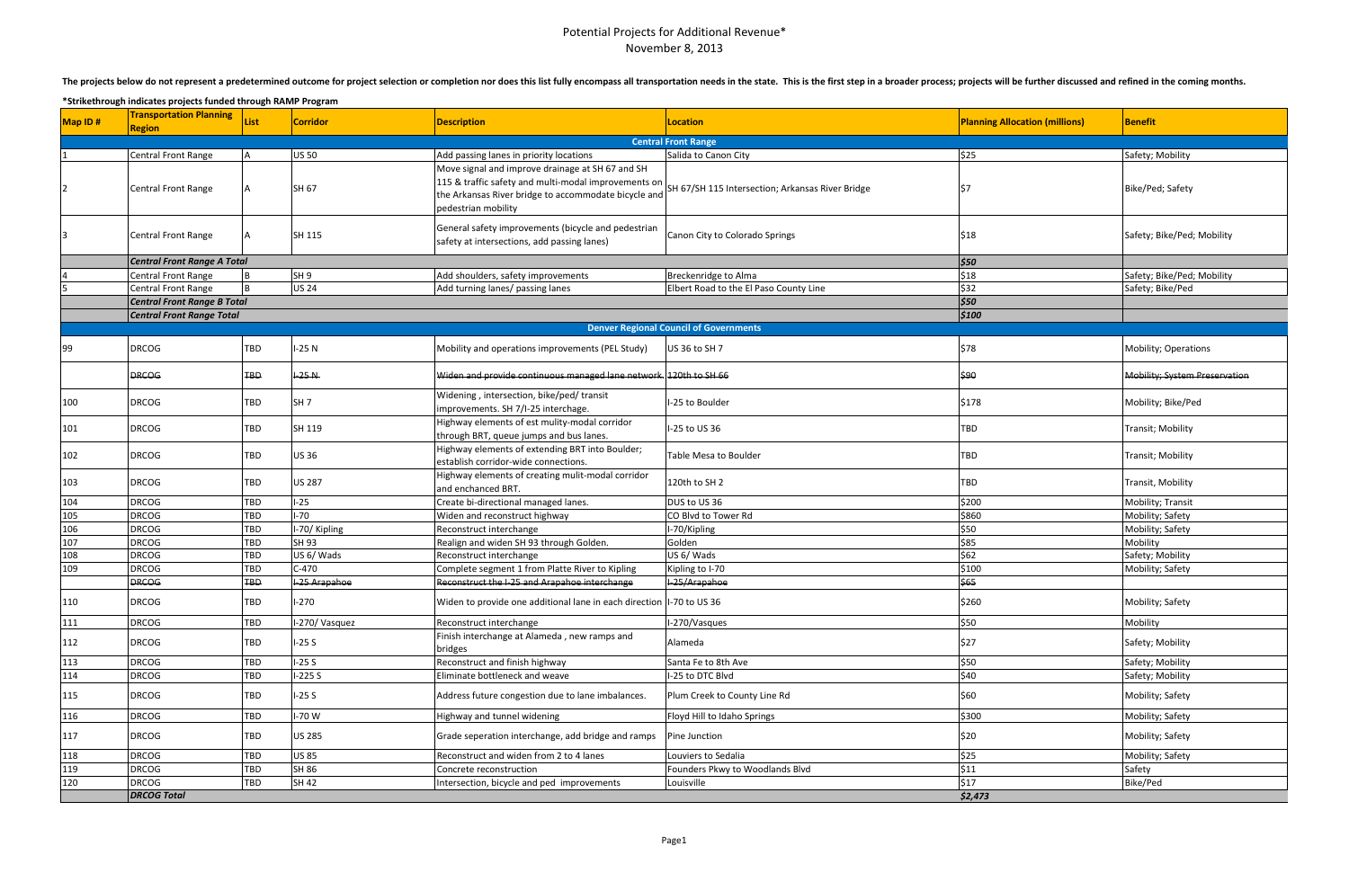# Potential Projects for Additional Revenue*

November 8, 2013

**The projects below do not represent a predetermined outcome for project selection or completion nor does this list fully encompass all transportation needs in the state. This is the first step in a broader process; projects will be further discussed and refined in the coming months.**

***Strikethrough indicates projects funded through RAMP Program**

| Map ID # | Transportation Planning Region | List | Corridor | Description | Location | Planning Allocation (millions) | Benefit |
|---|---|---|---|---|---|---|---|
| **Central Front Range** | | | | | | | |
| 1 | Central Front Range | A | US 50 | Add passing lanes in priority locations | Salida to Canon City | $25 | Safety; Mobility |
| 2 | Central Front Range | A | SH 67 | Move signal and improve drainage at SH 67 and SH 115 & traffic safety and multi-modal improvements on the Arkansas River bridge to accommodate bicycle and pedestrian mobility | SH 67/SH 115 Intersection; Arkansas River Bridge | $7 | Bike/Ped; Safety |
| 3 | Central Front Range | A | SH 115 | General safety improvements (bicycle and pedestrian safety at intersections, add passing lanes) | Canon City to Colorado Springs | $18 | Safety; Bike/Ped; Mobility |
| | *Central Front Range A Total* | | | | | *$50* | |
| 4 | Central Front Range | B | SH 9 | Add shoulders, safety improvements | Breckenridge to Alma | $18 | Safety; Bike/Ped; Mobility |
| 5 | Central Front Range | B | US 24 | Add turning lanes/ passing lanes | Elbert Road to the El Paso County Line | $32 | Safety; Bike/Ped |
| | *Central Front Range B Total* | | | | | *$50* | |
| | *Central Front Range Total* | | | | | *$100* | |
| **Denver Regional Council of Governments** | | | | | | | |
| 99 | DRCOG | TBD | I-25 N | Mobility and operations improvements (PEL Study) | US 36 to SH 7 | $78 | Mobility; Operations |
| | ~~DRCOG~~ | ~~TBD~~ | ~~I-25 N~~ | ~~Widen and provide continuous managed lane network.~~ | ~~120th to SH 66~~ | ~~$90~~ | ~~Mobility; System Preservation~~ |
| 100 | DRCOG | TBD | SH 7 | Widening , intersection, bike/ped/ transit improvements. SH 7/I-25 interchange. | I-25 to Boulder | $178 | Mobility; Bike/Ped |
| 101 | DRCOG | TBD | SH 119 | Highway elements of est mulity-modal corridor through BRT, queue jumps and bus lanes. | I-25 to US 36 | TBD | Transit; Mobility |
| 102 | DRCOG | TBD | US 36 | Highway elements of extending BRT into Boulder; establish corridor-wide connections. | Table Mesa to Boulder | TBD | Transit; Mobility |
| 103 | DRCOG | TBD | US 287 | Highway elements of creating mulit-modal corridor and enchanced BRT. | 120th to SH 2 | TBD | Transit, Mobility |
| 104 | DRCOG | TBD | I-25 | Create bi-directional managed lanes. | DUS to US 36 | $200 | Mobility; Transit |
| 105 | DRCOG | TBD | I-70 | Widen and reconstruct highway | CO Blvd to Tower Rd | $860 | Mobility; Safety |
| 106 | DRCOG | TBD | I-70/ Kipling | Reconstruct interchange | I-70/Kipling | $50 | Mobility; Safety |
| 107 | DRCOG | TBD | SH 93 | Realign and widen SH 93 through Golden. | Golden | $85 | Mobility |
| 108 | DRCOG | TBD | US 6/ Wads | Reconstruct interchange | US 6/ Wads | $62 | Safety; Mobility |
| 109 | DRCOG | TBD | C-470 | Complete segment 1 from Platte River to Kipling | Kipling to I-70 | $100 | Mobility; Safety |
| | ~~DRCOG~~ | ~~TBD~~ | ~~I-25 Arapahoe~~ | ~~Reconstruct the I-25 and Arapahoe interchange~~ | ~~I-25/Arapahoe~~ | ~~$65~~ | |
| 110 | DRCOG | TBD | I-270 | Widen to provide one additional lane in each direction | I-70 to US 36 | $260 | Mobility; Safety |
| 111 | DRCOG | TBD | I-270/ Vasquez | Reconstruct interchange | I-270/Vasques | $50 | Mobility |
| 112 | DRCOG | TBD | I-25 S | Finish interchange at Alameda , new ramps and bridges | Alameda | $27 | Safety; Mobility |
| 113 | DRCOG | TBD | I-25 S | Reconstruct and finish highway | Santa Fe to 8th Ave | $50 | Safety; Mobility |
| 114 | DRCOG | TBD | I-225 S | Eliminate bottleneck and weave | I-25 to DTC Blvd | $40 | Safety; Mobility |
| 115 | DRCOG | TBD | I-25 S | Address future congestion due to lane imbalances. | Plum Creek to County Line Rd | $60 | Mobility; Safety |
| 116 | DRCOG | TBD | I-70 W | Highway and tunnel widening | Floyd Hill to Idaho Springs | $300 | Mobility; Safety |
| 117 | DRCOG | TBD | US 285 | Grade seperation interchange, add bridge and ramps | Pine Junction | $20 | Mobility; Safety |
| 118 | DRCOG | TBD | US 85 | Reconstruct and widen from 2 to 4 lanes | Louviers to Sedalia | $25 | Mobility; Safety |
| 119 | DRCOG | TBD | SH 86 | Concrete reconstruction | Founders Pkwy to Woodlands Blvd | $11 | Safety |
| 120 | DRCOG | TBD | SH 42 | Intersection, bicycle and ped improvements | Louisville | $17 | Bike/Ped |
| | *DRCOG Total* | | | | | *$2,473* | |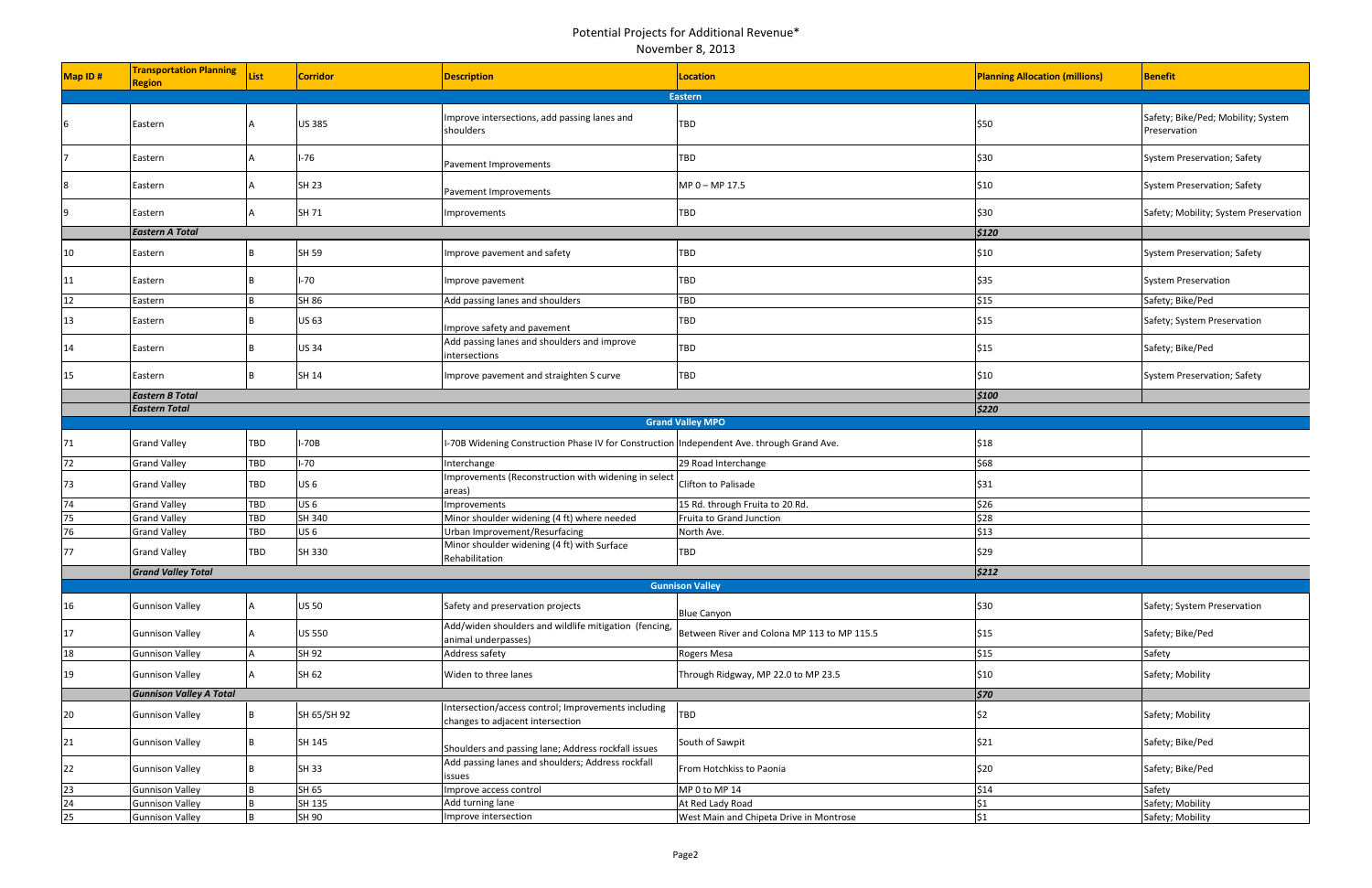# Potential Projects for Additional Revenue*

November 8, 2013

| Map ID # | Transportation Planning Region | List | Corridor | Description | Location | Planning Allocation (millions) | Benefit |
|---|---|---|---|---|---|---|---|
| | | | | | **Eastern** | | |
| 6 | Eastern | A | US 385 | Improve intersections, add passing lanes and shoulders | TBD | $50 | Safety; Bike/Ped; Mobility; System Preservation |
| 7 | Eastern | A | I-76 | Pavement Improvements | TBD | $30 | System Preservation; Safety |
| 8 | Eastern | A | SH 23 | Pavement Improvements | MP 0 – MP 17.5 | $10 | System Preservation; Safety |
| 9 | Eastern | A | SH 71 | Improvements | TBD | $30 | Safety; Mobility; System Preservation |
| | ***Eastern A Total*** | | | | | ***$120*** | |
| 10 | Eastern | B | SH 59 | Improve pavement and safety | TBD | $10 | System Preservation; Safety |
| 11 | Eastern | B | I-70 | Improve pavement | TBD | $35 | System Preservation |
| 12 | Eastern | B | SH 86 | Add passing lanes and shoulders | TBD | $15 | Safety; Bike/Ped |
| 13 | Eastern | B | US 63 | Improve safety and pavement | TBD | $15 | Safety; System Preservation |
| 14 | Eastern | B | US 34 | Add passing lanes and shoulders and improve intersections | TBD | $15 | Safety; Bike/Ped |
| 15 | Eastern | B | SH 14 | Improve pavement and straighten S curve | TBD | $10 | System Preservation; Safety |
| | ***Eastern B Total*** | | | | | ***$100*** | |
| | ***Eastern Total*** | | | | | ***$220*** | |
| | | | | | **Grand Valley MPO** | | |
| 71 | Grand Valley | TBD | I-70B | I-70B Widening Construction Phase IV for Construction | Independent Ave. through Grand Ave. | $18 | |
| 72 | Grand Valley | TBD | I-70 | Interchange | 29 Road Interchange | $68 | |
| 73 | Grand Valley | TBD | US 6 | Improvements (Reconstruction with widening in select areas) | Clifton to Palisade | $31 | |
| 74 | Grand Valley | TBD | US 6 | Improvements | 15 Rd. through Fruita to 20 Rd. | $26 | |
| 75 | Grand Valley | TBD | SH 340 | Minor shoulder widening (4 ft) where needed | Fruita to Grand Junction | $28 | |
| 76 | Grand Valley | TBD | US 6 | Urban Improvement/Resurfacing | North Ave. | $13 | |
| 77 | Grand Valley | TBD | SH 330 | Minor shoulder widening (4 ft) with Surface Rehabilitation | TBD | $29 | |
| | ***Grand Valley Total*** | | | | | ***$212*** | |
| | | | | | **Gunnison Valley** | | |
| 16 | Gunnison Valley | A | US 50 | Safety and preservation projects | Blue Canyon | $30 | Safety; System Preservation |
| 17 | Gunnison Valley | A | US 550 | Add/widen shoulders and wildlife mitigation (fencing, animal underpasses) | Between River and Colona MP 113 to MP 115.5 | $15 | Safety; Bike/Ped |
| 18 | Gunnison Valley | A | SH 92 | Address safety | Rogers Mesa | $15 | Safety |
| 19 | Gunnison Valley | A | SH 62 | Widen to three lanes | Through Ridgway, MP 22.0 to MP 23.5 | $10 | Safety; Mobility |
| | ***Gunnison Valley A Total*** | | | | | ***$70*** | |
| 20 | Gunnison Valley | B | SH 65/SH 92 | Intersection/access control; Improvements including changes to adjacent intersection | TBD | $2 | Safety; Mobility |
| 21 | Gunnison Valley | B | SH 145 | Shoulders and passing lane; Address rockfall issues | South of Sawpit | $21 | Safety; Bike/Ped |
| 22 | Gunnison Valley | B | SH 33 | Add passing lanes and shoulders; Address rockfall issues | From Hotchkiss to Paonia | $20 | Safety; Bike/Ped |
| 23 | Gunnison Valley | B | SH 65 | Improve access control | MP 0 to MP 14 | $14 | Safety |
| 24 | Gunnison Valley | B | SH 135 | Add turning lane | At Red Lady Road | $1 | Safety; Mobility |
| 25 | Gunnison Valley | B | SH 90 | Improve intersection | West Main and Chipeta Drive in Montrose | $1 | Safety; Mobility |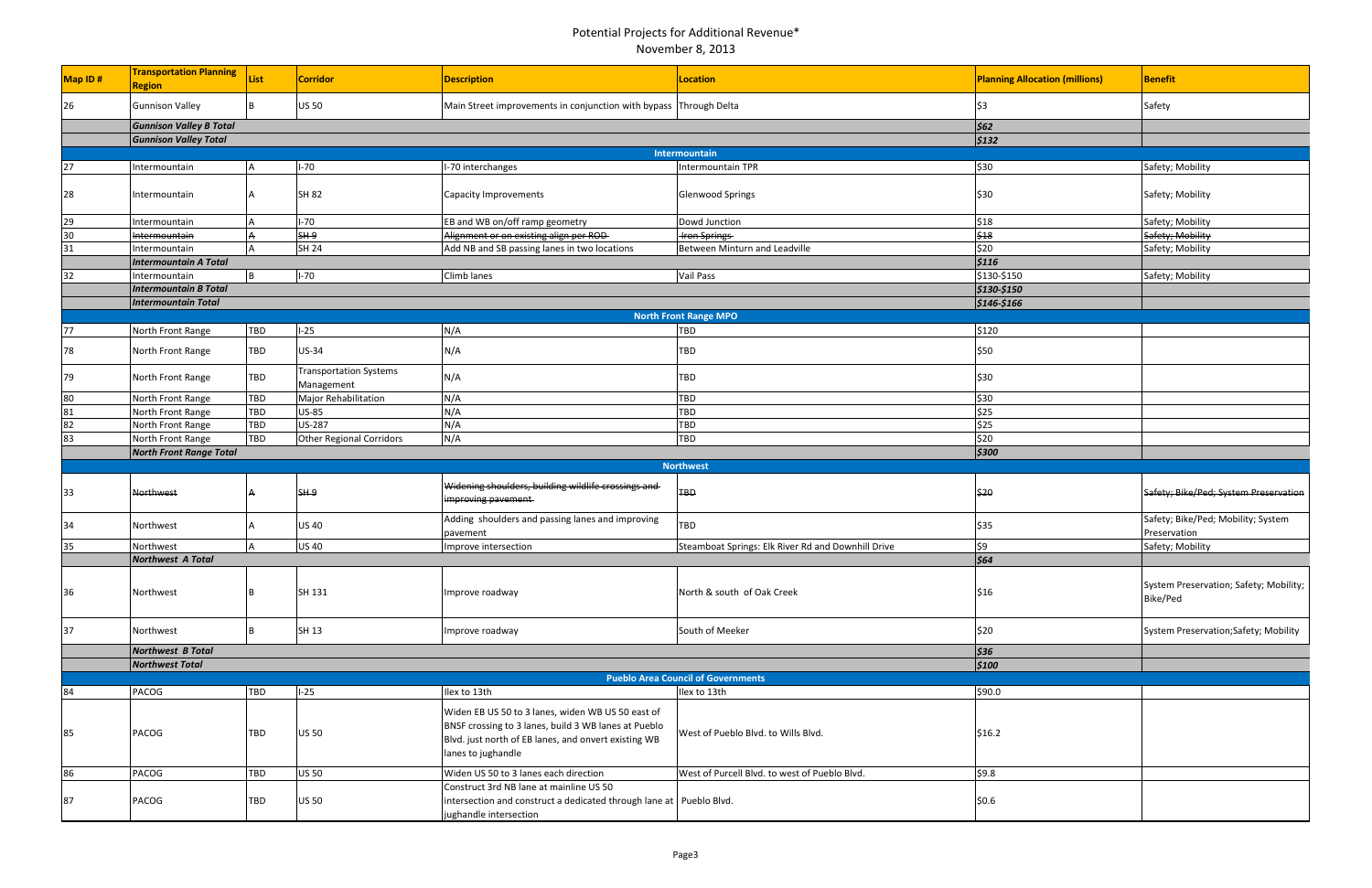# Potential Projects for Additional Revenue*

November 8, 2013

| Map ID # | Transportation Planning Region | List | Corridor | Description | Location | Planning Allocation (millions) | Benefit |
|---|---|---|---|---|---|---|---|
| 26 | Gunnison Valley | B | US 50 | Main Street improvements in conjunction with bypass | Through Delta | $3 | Safety |
| | *Gunnison Valley B Total* | | | | | *$62* | |
| | *Gunnison Valley Total* | | | | | *$132* | |
| **Intermountain** | | | | | | | |
| 27 | Intermountain | A | I-70 | I-70 interchanges | Intermountain TPR | $30 | Safety; Mobility |
| 28 | Intermountain | A | SH 82 | Capacity Improvements | Glenwood Springs | $30 | Safety; Mobility |
| 29 | Intermountain | A | I-70 | EB and WB on/off ramp geometry | Dowd Junction | $18 | Safety; Mobility |
| 30 | ~~Intermountain~~ | ~~A~~ | ~~SH 9~~ | ~~Alignment or on existing align per ROD~~ | ~~Iron Springs~~ | ~~$18~~ | ~~Safety; Mobility~~ |
| 31 | Intermountain | A | SH 24 | Add NB and SB passing lanes in two locations | Between Minturn and Leadville | $20 | Safety; Mobility |
| | *Intermountain A Total* | | | | | *$116* | |
| 32 | Intermountain | B | I-70 | Climb lanes | Vail Pass | $130-$150 | Safety; Mobility |
| | *Intermountain B Total* | | | | | *$130-$150* | |
| | *Intermountain Total* | | | | | *$146-$166* | |
| **North Front Range MPO** | | | | | | | |
| 77 | North Front Range | TBD | I-25 | N/A | TBD | $120 | |
| 78 | North Front Range | TBD | US-34 | N/A | TBD | $50 | |
| 79 | North Front Range | TBD | Transportation Systems Management | N/A | TBD | $30 | |
| 80 | North Front Range | TBD | Major Rehabilitation | N/A | TBD | $30 | |
| 81 | North Front Range | TBD | US-85 | N/A | TBD | $25 | |
| 82 | North Front Range | TBD | US-287 | N/A | TBD | $25 | |
| 83 | North Front Range | TBD | Other Regional Corridors | N/A | TBD | $20 | |
| | *North Front Range Total* | | | | | *$300* | |
| **Northwest** | | | | | | | |
| 33 | ~~Northwest~~ | ~~A~~ | ~~SH 9~~ | ~~Widening shoulders, building wildlife crossings and improving pavement~~ | ~~TBD~~ | ~~$20~~ | ~~Safety; Bike/Ped; System Preservation~~ |
| 34 | Northwest | A | US 40 | Adding shoulders and passing lanes and improving pavement | TBD | $35 | Safety; Bike/Ped; Mobility; System Preservation |
| 35 | Northwest | A | US 40 | Improve intersection | Steamboat Springs: Elk River Rd and Downhill Drive | $9 | Safety; Mobility |
| | *Northwest A Total* | | | | | *$64* | |
| 36 | Northwest | B | SH 131 | Improve roadway | North & south of Oak Creek | $16 | System Preservation; Safety; Mobility; Bike/Ped |
| 37 | Northwest | B | SH 13 | Improve roadway | South of Meeker | $20 | System Preservation;Safety; Mobility |
| | *Northwest B Total* | | | | | *$36* | |
| | *Northwest Total* | | | | | *$100* | |
| **Pueblo Area Council of Governments** | | | | | | | |
| 84 | PACOG | TBD | I-25 | Ilex to 13th | Ilex to 13th | $90.0 | |
| 85 | PACOG | TBD | US 50 | Widen EB US 50 to 3 lanes, widen WB US 50 east of BNSF crossing to 3 lanes, build 3 WB lanes at Pueblo Blvd. just north of EB lanes, and onvert existing WB lanes to jughandle | West of Pueblo Blvd. to Wills Blvd. | $16.2 | |
| 86 | PACOG | TBD | US 50 | Widen US 50 to 3 lanes each direction | West of Purcell Blvd. to west of Pueblo Blvd. | $9.8 | |
| 87 | PACOG | TBD | US 50 | Construct 3rd NB lane at mainline US 50 intersection and construct a dedicated through lane at jughandle intersection | Pueblo Blvd. | $0.6 | |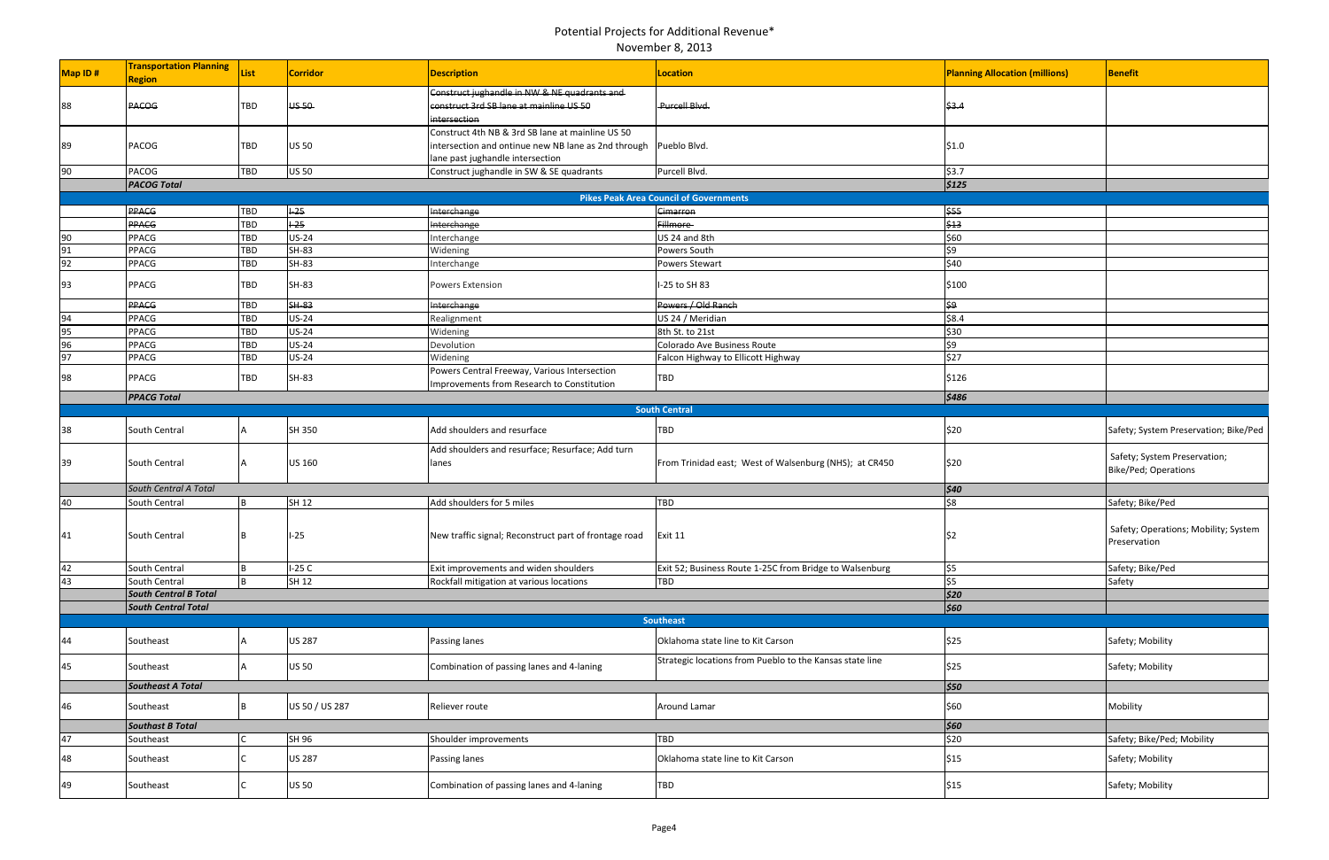# Potential Projects for Additional Revenue*

November 8, 2013

| Map ID # | Transportation Planning Region | List | Corridor | Description | Location | Planning Allocation (millions) | Benefit |
|---|---|---|---|---|---|---|---|
| 88 | ~~PACOG~~ | TBD | ~~US 50~~ | ~~Construct jughandle in NW & NE quadrants and construct 3rd SB lane at mainline US 50 intersection~~ | ~~Purcell Blvd.~~ | ~~$3.4~~ | |
| 89 | PACOG | TBD | US 50 | Construct 4th NB & 3rd SB lane at mainline US 50 intersection and ontinue new NB lane as 2nd through lane past jughandle intersection | Pueblo Blvd. | $1.0 | |
| 90 | PACOG | TBD | US 50 | Construct jughandle in SW & SE quadrants | Purcell Blvd. | $3.7 | |
| | ***PACOG Total*** | | | | | ***$125*** | |
| | | | | | **Pikes Peak Area Council of Governments** | | |
| | ~~PPACG~~ | TBD | ~~I-25~~ | ~~Interchange~~ | ~~Cimarron~~ | ~~$55~~ | |
| | ~~PPACG~~ | TBD | ~~I-25~~ | ~~Interchange~~ | ~~Fillmore~~ | ~~$13~~ | |
| 90 | PPACG | TBD | US-24 | Interchange | US 24 and 8th | $60 | |
| 91 | PPACG | TBD | SH-83 | Widening | Powers South | $9 | |
| 92 | PPACG | TBD | SH-83 | Interchange | Powers Stewart | $40 | |
| 93 | PPACG | TBD | SH-83 | Powers Extension | I-25 to SH 83 | $100 | |
| | ~~PPACG~~ | TBD | ~~SH-83~~ | ~~Interchange~~ | ~~Powers / Old Ranch~~ | ~~$9~~ | |
| 94 | PPACG | TBD | US-24 | Realignment | US 24 / Meridian | $8.4 | |
| 95 | PPACG | TBD | US-24 | Widening | 8th St. to 21st | $30 | |
| 96 | PPACG | TBD | US-24 | Devolution | Colorado Ave Business Route | $9 | |
| 97 | PPACG | TBD | US-24 | Widening | Falcon Highway to Ellicott Highway | $27 | |
| 98 | PPACG | TBD | SH-83 | Powers Central Freeway, Various Intersection Improvements from Research to Constitution | TBD | $126 | |
| | ***PPACG Total*** | | | | | ***$486*** | |
| | | | | | **South Central** | | |
| 38 | South Central | A | SH 350 | Add shoulders and resurface | TBD | $20 | Safety; System Preservation; Bike/Ped |
| 39 | South Central | A | US 160 | Add shoulders and resurface; Resurface; Add turn lanes | From Trinidad east; West of Walsenburg (NHS); at CR450 | $20 | Safety; System Preservation; Bike/Ped; Operations |
| | *South Central A Total* | | | | | ***$40*** | |
| 40 | South Central | B | SH 12 | Add shoulders for 5 miles | TBD | $8 | Safety; Bike/Ped |
| 41 | South Central | B | I-25 | New traffic signal; Reconstruct part of frontage road | Exit 11 | $2 | Safety; Operations; Mobility; System Preservation |
| 42 | South Central | B | I-25 C | Exit improvements and widen shoulders | Exit 52; Business Route 1-25C from Bridge to Walsenburg | $5 | Safety; Bike/Ped |
| 43 | South Central | B | SH 12 | Rockfall mitigation at various locations | TBD | $5 | Safety |
| | ***South Central B Total*** | | | | | ***$20*** | |
| | ***South Central Total*** | | | | | ***$60*** | |
| | | | | | **Southeast** | | |
| 44 | Southeast | A | US 287 | Passing lanes | Oklahoma state line to Kit Carson | $25 | Safety; Mobility |
| 45 | Southeast | A | US 50 | Combination of passing lanes and 4-laning | Strategic locations from Pueblo to the Kansas state line | $25 | Safety; Mobility |
| | ***Southeast A Total*** | | | | | ***$50*** | |
| 46 | Southeast | B | US 50 / US 287 | Reliever route | Around Lamar | $60 | Mobility |
| | ***Southast B Total*** | | | | | ***$60*** | |
| 47 | Southeast | C | SH 96 | Shoulder improvements | TBD | $20 | Safety; Bike/Ped; Mobility |
| 48 | Southeast | C | US 287 | Passing lanes | Oklahoma state line to Kit Carson | $15 | Safety; Mobility |
| 49 | Southeast | C | US 50 | Combination of passing lanes and 4-laning | TBD | $15 | Safety; Mobility |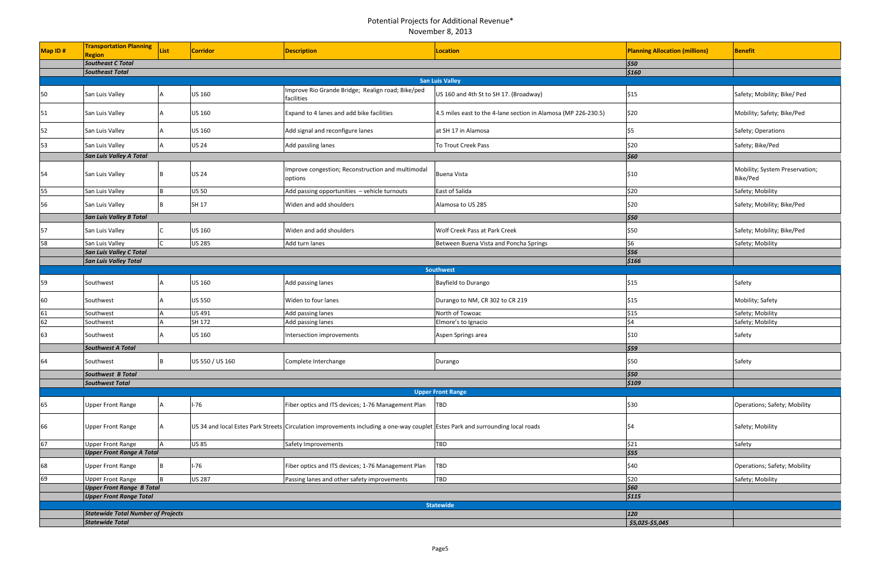# Potential Projects for Additional Revenue*

November 8, 2013

| Map ID # | Transportation Planning Region | List | Corridor | Description | Location | Planning Allocation (millions) | Benefit |
|---|---|---|---|---|---|---|---|
| | ***Southeast C Total*** | | | | | ***$50*** | |
| | ***Southeast Total*** | | | | | ***$160*** | |
| | | | | | **San Luis Valley** | | |
| 50 | San Luis Valley | A | US 160 | Improve Rio Grande Bridge; Realign road; Bike/ped facilities | US 160 and 4th St to SH 17. (Broadway) | $15 | Safety; Mobility; Bike/ Ped |
| 51 | San Luis Valley | A | US 160 | Expand to 4 lanes and add bike facilities | 4.5 miles east to the 4-lane section in Alamosa (MP 226-230.5) | $20 | Mobility; Safety; Bike/Ped |
| 52 | San Luis Valley | A | US 160 | Add signal and reconfigure lanes | at SH 17 in Alamosa | $5 | Safety; Operations |
| 53 | San Luis Valley | A | US 24 | Add passling lanes | To Trout Creek Pass | $20 | Safety; Bike/Ped |
| | ***San Luis Valley A Total*** | | | | | ***$60*** | |
| 54 | San Luis Valley | B | US 24 | Improve congestion; Reconstruction and multimodal options | Buena Vista | $10 | Mobility; System Preservation; Bike/Ped |
| 55 | San Luis Valley | B | US 50 | Add passing opportunities – vehicle turnouts | East of Salida | $20 | Safety; Mobility |
| 56 | San Luis Valley | B | SH 17 | Widen and add shoulders | Alamosa to US 285 | $20 | Safety; Mobility; Bike/Ped |
| | ***San Luis Valley B Total*** | | | | | ***$50*** | |
| 57 | San Luis Valley | C | US 160 | Widen and add shoulders | Wolf Creek Pass at Park Creek | $50 | Safety; Mobility; Bike/Ped |
| 58 | San Luis Valley | C | US 285 | Add turn lanes | Between Buena Vista and Poncha Springs | $6 | Safety; Mobility |
| | ***San Luis Valley C Total*** | | | | | ***$56*** | |
| | ***San Luis Valley Total*** | | | | | ***$166*** | |
| | | | | | **Southwest** | | |
| 59 | Southwest | A | US 160 | Add passing lanes | Bayfield to Durango | $15 | Safety |
| 60 | Southwest | A | US 550 | Widen to four lanes | Durango to NM, CR 302 to CR 219 | $15 | Mobility; Safety |
| 61 | Southwest | A | US 491 | Add passing lanes | North of Towoac | $15 | Safety; Mobility |
| 62 | Southwest | A | SH 172 | Add passing lanes | Elmore's to Ignacio | $4 | Safety; Mobility |
| 63 | Southwest | A | US 160 | Intersection improvements | Aspen Springs area | $10 | Safety |
| | ***Southwest A Total*** | | | | | ***$59*** | |
| 64 | Southwest | B | US 550 / US 160 | Complete Interchange | Durango | $50 | Safety |
| | ***Southwest B Total*** | | | | | ***$50*** | |
| | ***Southwest Total*** | | | | | ***$109*** | |
| | | | | | **Upper Front Range** | | |
| 65 | Upper Front Range | A | I-76 | Fiber optics and ITS devices; 1-76 Management Plan | TBD | $30 | Operations; Safety; Mobility |
| 66 | Upper Front Range | A | US 34 and local Estes Park Streets | Circulation improvements including a one-way couplet | Estes Park and surrounding local roads | $4 | Safety; Mobility |
| 67 | Upper Front Range | A | US 85 | Safety Improvements | TBD | $21 | Safety |
| | ***Upper Front Range A Total*** | | | | | ***$55*** | |
| 68 | Upper Front Range | B | I-76 | Fiber optics and ITS devices; 1-76 Management Plan | TBD | $40 | Operations; Safety; Mobility |
| 69 | Upper Front Range | B | US 287 | Passing lanes and other safety improvements | TBD | $20 | Safety; Mobility |
| | ***Upper Front Range B Total*** | | | | | ***$60*** | |
| | ***Upper Front Range Total*** | | | | | ***$115*** | |
| | | | | | **Statewide** | | |
| | ***Statewide Total Number of Projects*** | | | | | ***120*** | |
| | ***Statewide Total*** | | | | | ***$5,025-$5,045*** | |